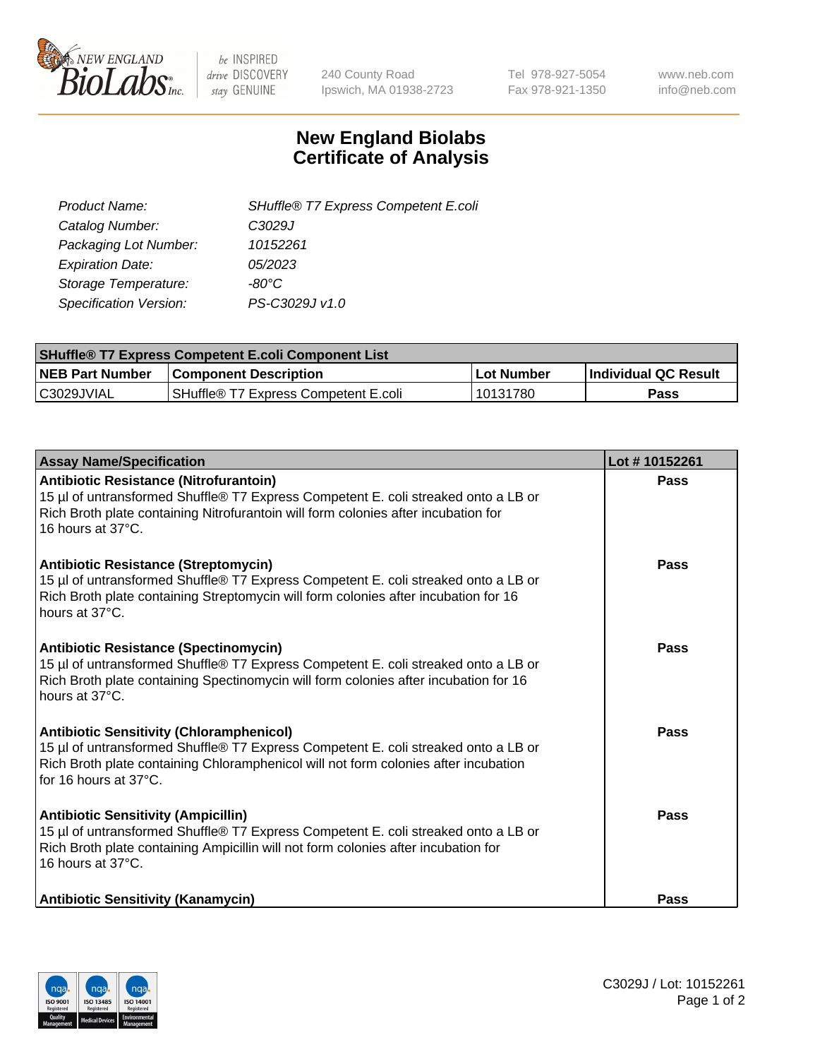# New England Biolabs Certificate of Analysis

| | |
|---|---|
| *Product Name:* | *SHuffle® T7 Express Competent E.coli* |
| *Catalog Number:* | *C3029J* |
| *Packaging Lot Number:* | *10152261* |
| *Expiration Date:* | *05/2023* |
| *Storage Temperature:* | *-80°C* |
| *Specification Version:* | *PS-C3029J v1.0* |

| SHuffle® T7 Express Competent E.coli Component List | | | |
|---|---|---|---|
| **NEB Part Number** | **Component Description** | **Lot Number** | **Individual QC Result** |
| C3029JVIAL | SHuffle® T7 Express Competent E.coli | 10131780 | **Pass** |

| Assay Name/Specification | Lot # 10152261 |
|---|---|
| **Antibiotic Resistance (Nitrofurantoin)**<br>15 µl of untransformed Shuffle® T7 Express Competent E. coli streaked onto a LB or Rich Broth plate containing Nitrofurantoin will form colonies after incubation for 16 hours at 37°C. | **Pass** |
| **Antibiotic Resistance (Streptomycin)**<br>15 µl of untransformed Shuffle® T7 Express Competent E. coli streaked onto a LB or Rich Broth plate containing Streptomycin will form colonies after incubation for 16 hours at 37°C. | **Pass** |
| **Antibiotic Resistance (Spectinomycin)**<br>15 µl of untransformed Shuffle® T7 Express Competent E. coli streaked onto a LB or Rich Broth plate containing Spectinomycin will form colonies after incubation for 16 hours at 37°C. | **Pass** |
| **Antibiotic Sensitivity (Chloramphenicol)**<br>15 µl of untransformed Shuffle® T7 Express Competent E. coli streaked onto a LB or Rich Broth plate containing Chloramphenicol will not form colonies after incubation for 16 hours at 37°C. | **Pass** |
| **Antibiotic Sensitivity (Ampicillin)**<br>15 µl of untransformed Shuffle® T7 Express Competent E. coli streaked onto a LB or Rich Broth plate containing Ampicillin will not form colonies after incubation for 16 hours at 37°C. | **Pass** |
| **Antibiotic Sensitivity (Kanamycin)** | **Pass** |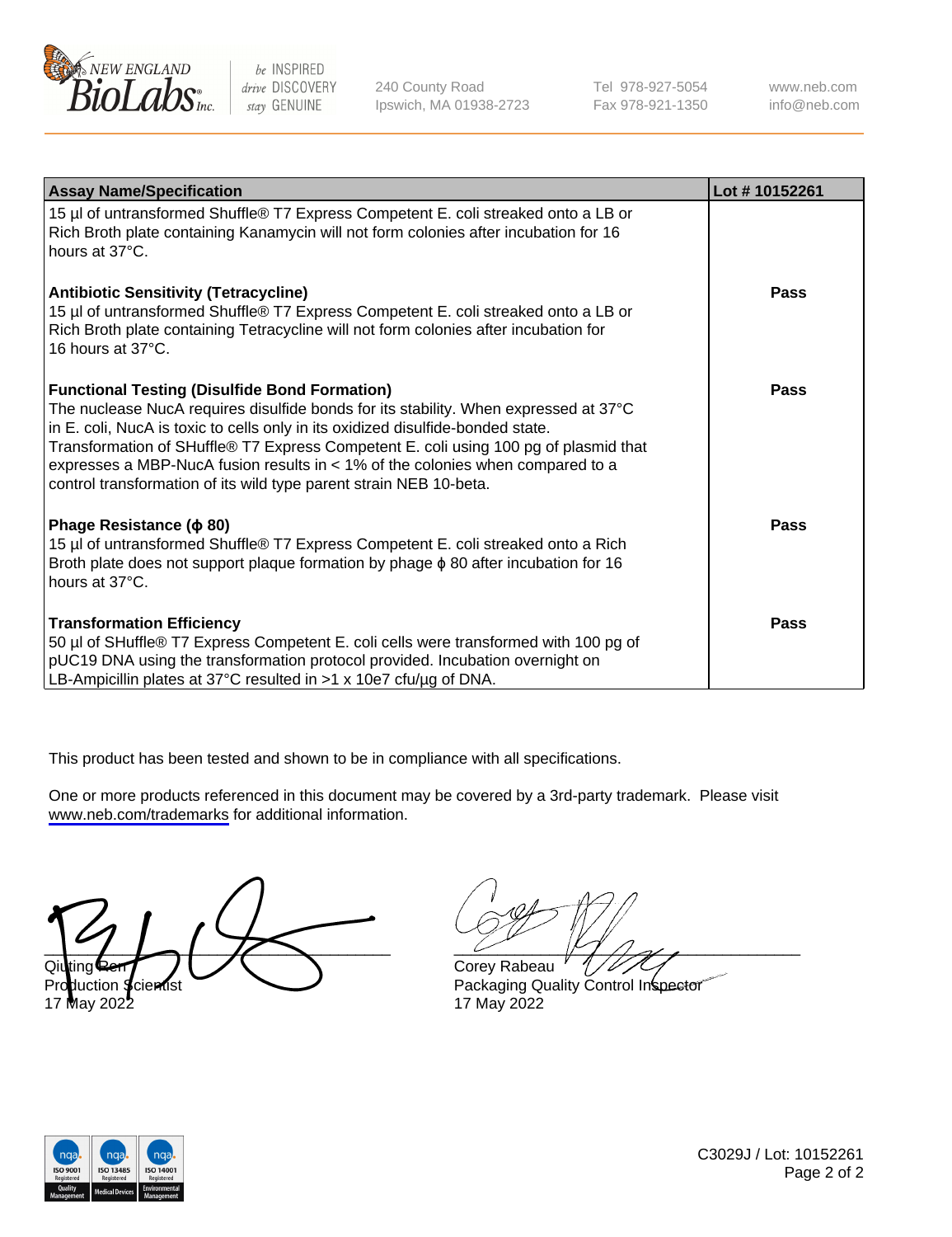| Assay Name/Specification | Lot # 10152261 |
|---|---|
| 15 µl of untransformed Shuffle® T7 Express Competent E. coli streaked onto a LB or Rich Broth plate containing Kanamycin will not form colonies after incubation for 16 hours at 37°C. | |
| **Antibiotic Sensitivity (Tetracycline)**<br>15 µl of untransformed Shuffle® T7 Express Competent E. coli streaked onto a LB or Rich Broth plate containing Tetracycline will not form colonies after incubation for 16 hours at 37°C. | **Pass** |
| **Functional Testing (Disulfide Bond Formation)**<br>The nuclease NucA requires disulfide bonds for its stability. When expressed at 37°C in E. coli, NucA is toxic to cells only in its oxidized disulfide-bonded state. Transformation of SHuffle® T7 Express Competent E. coli using 100 pg of plasmid that expresses a MBP-NucA fusion results in < 1% of the colonies when compared to a control transformation of its wild type parent strain NEB 10-beta. | **Pass** |
| **Phage Resistance (ϕ 80)**<br>15 µl of untransformed Shuffle® T7 Express Competent E. coli streaked onto a Rich Broth plate does not support plaque formation by phage ϕ 80 after incubation for 16 hours at 37°C. | **Pass** |
| **Transformation Efficiency**<br>50 µl of SHuffle® T7 Express Competent E. coli cells were transformed with 100 pg of pUC19 DNA using the transformation protocol provided. Incubation overnight on LB-Ampicillin plates at 37°C resulted in >1 x 10e7 cfu/µg of DNA. | **Pass** |

This product has been tested and shown to be in compliance with all specifications.

One or more products referenced in this document may be covered by a 3rd-party trademark. Please visit www.neb.com/trademarks for additional information.

Qiuting Ren
Production Scientist
17 May 2022

Corey Rabeau
Packaging Quality Control Inspector
17 May 2022

C3029J / Lot: 10152261